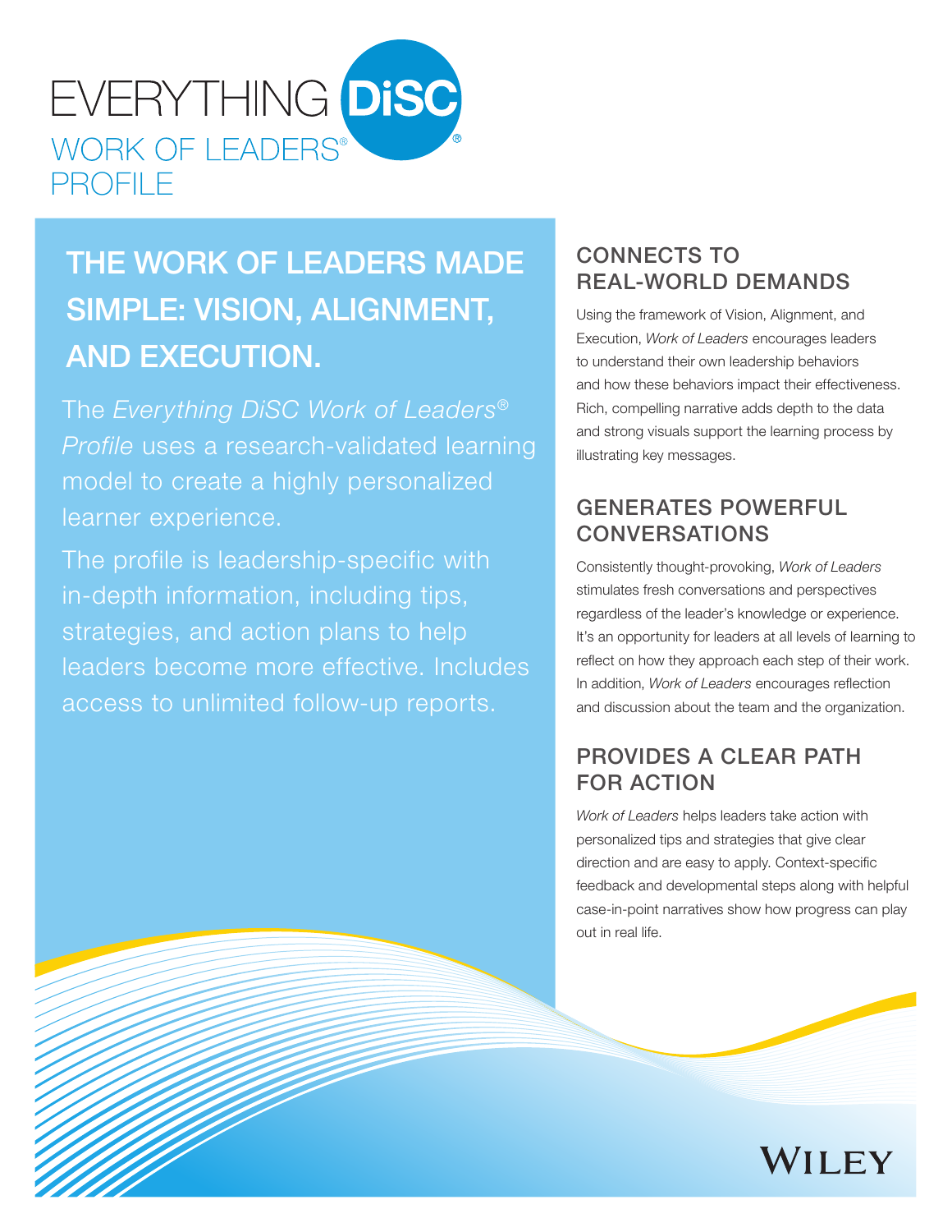# EVERYTHING DiSC®

## WORK OF LEADERS® PROFILE

## THE WORK OF LEADERS MADE SIMPLE: VISION, ALIGNMENT, AND EXECUTION.

The *Everything DiSC Work of Leaders® Profile* uses a research-validated learning model to create a highly personalized learner experience.

The profile is leadership-specific with in-depth information, including tips, strategies, and action plans to help leaders become more effective. Includes access to unlimited follow-up reports.

### CONNECTS TO REAL-WORLD DEMANDS

Using the framework of Vision, Alignment, and Execution, *Work of Leaders* encourages leaders to understand their own leadership behaviors and how these behaviors impact their effectiveness. Rich, compelling narrative adds depth to the data and strong visuals support the learning process by illustrating key messages.

### GENERATES POWERFUL CONVERSATIONS

Consistently thought-provoking, *Work of Leaders* stimulates fresh conversations and perspectives regardless of the leader's knowledge or experience. It's an opportunity for leaders at all levels of learning to reflect on how they approach each step of their work. In addition, *Work of Leaders* encourages reflection and discussion about the team and the organization.

### PROVIDES A CLEAR PATH FOR ACTION

*Work of Leaders* helps leaders take action with personalized tips and strategies that give clear direction and are easy to apply. Context-specific feedback and developmental steps along with helpful case-in-point narratives show how progress can play out in real life.

WILEY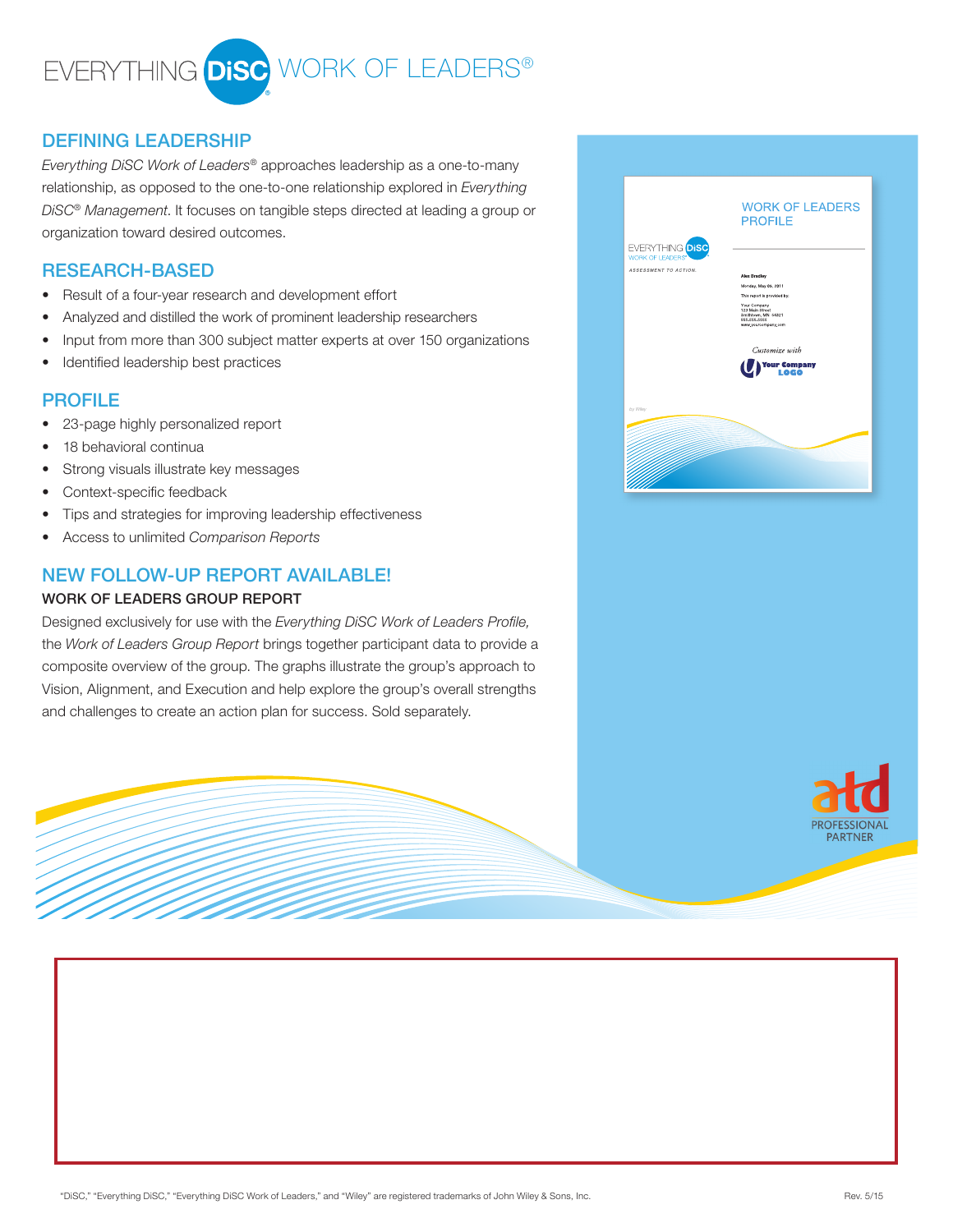# EVERYTHING DiSC WORK OF LEADERS®

## DEFINING LEADERSHIP

*Everything DiSC Work of Leaders*® approaches leadership as a one-to-many relationship, as opposed to the one-to-one relationship explored in *Everything DiSC® Management*. It focuses on tangible steps directed at leading a group or organization toward desired outcomes.

## RESEARCH-BASED

- Result of a four-year research and development effort
- Analyzed and distilled the work of prominent leadership researchers
- Input from more than 300 subject matter experts at over 150 organizations
- Identified leadership best practices

## PROFILE

- 23-page highly personalized report
- 18 behavioral continua
- Strong visuals illustrate key messages
- Context-specific feedback
- Tips and strategies for improving leadership effectiveness
- Access to unlimited *Comparison Reports*

## NEW FOLLOW-UP REPORT AVAILABLE!

### WORK OF LEADERS GROUP REPORT

Designed exclusively for use with the *Everything DiSC Work of Leaders Profile,* the *Work of Leaders Group Report* brings together participant data to provide a composite overview of the group. The graphs illustrate the group's approach to Vision, Alignment, and Execution and help explore the group's overall strengths and challenges to create an action plan for success. Sold separately.

WORK OF LEADERS PROFILE

EVERYTHING DiSC WORK OF LEADERS®

ASSESSMENT TO ACTION.

Alex Bradley

Monday, May 09, 2011

This report is provided by:

Your Company
123 Main Street
Smalltown, MN 54321
555.555.5555
www.yourcompany.com

Customize with Your Company LOGO

by Wiley

atd PROFESSIONAL PARTNER

"DiSC," "Everything DiSC," "Everything DiSC Work of Leaders," and "Wiley" are registered trademarks of John Wiley & Sons, Inc.

Rev. 5/15